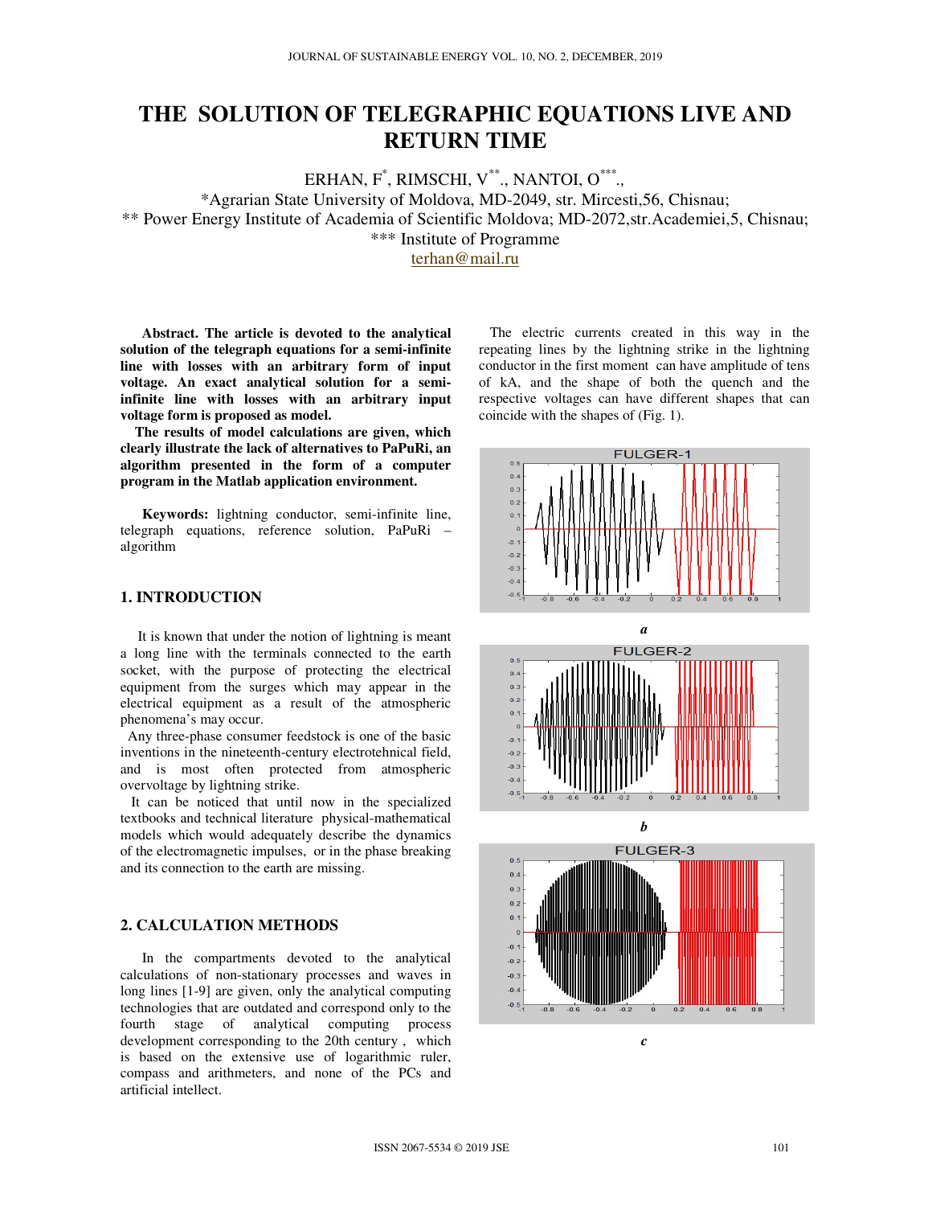# THE SOLUTION OF TELEGRAPHIC EQUATIONS LIVE AND RETURN TIME

ERHAN, F[*], RIMSCHI, V[**]., NANTOI, O[***].,

*Agrarian State University of Moldova, MD-2049, str. Mircesti,56, Chisnau;
** Power Energy Institute of Academia of Scientific Moldova; MD-2072,str.Academiei,5, Chisnau;
*** Institute of Programme
terhan@mail.ru

**Abstract. The article is devoted to the analytical solution of the telegraph equations for a semi-infinite line with losses with an arbitrary form of input voltage. An exact analytical solution for a semi-infinite line with losses with an arbitrary input voltage form is proposed as model.**

**The results of model calculations are given, which clearly illustrate the lack of alternatives to PaPuRi, an algorithm presented in the form of a computer program in the Matlab application environment.**

**Keywords:** lightning conductor, semi-infinite line, telegraph equations, reference solution, PaPuRi – algorithm

## 1. INTRODUCTION

It is known that under the notion of lightning is meant a long line with the terminals connected to the earth socket, with the purpose of protecting the electrical equipment from the surges which may appear in the electrical equipment as a result of the atmospheric phenomena's may occur.

Any three-phase consumer feedstock is one of the basic inventions in the nineteenth-century electrotehnical field, and is most often protected from atmospheric overvoltage by lightning strike.

It can be noticed that until now in the specialized textbooks and technical literature physical-mathematical models which would adequately describe the dynamics of the electromagnetic impulses, or in the phase breaking and its connection to the earth are missing.

## 2. CALCULATION METHODS

In the compartments devoted to the analytical calculations of non-stationary processes and waves in long lines [1-9] are given, only the analytical computing technologies that are outdated and correspond only to the fourth stage of analytical computing process development corresponding to the 20th century , which is based on the extensive use of logarithmic ruler, compass and arithmeters, and none of the PCs and artificial intellect.

The electric currents created in this way in the repeating lines by the lightning strike in the lightning conductor in the first moment can have amplitude of tens of kA, and the shape of both the quench and the respective voltages can have different shapes that can coincide with the shapes of (Fig. 1).

*a*

*b*

*c*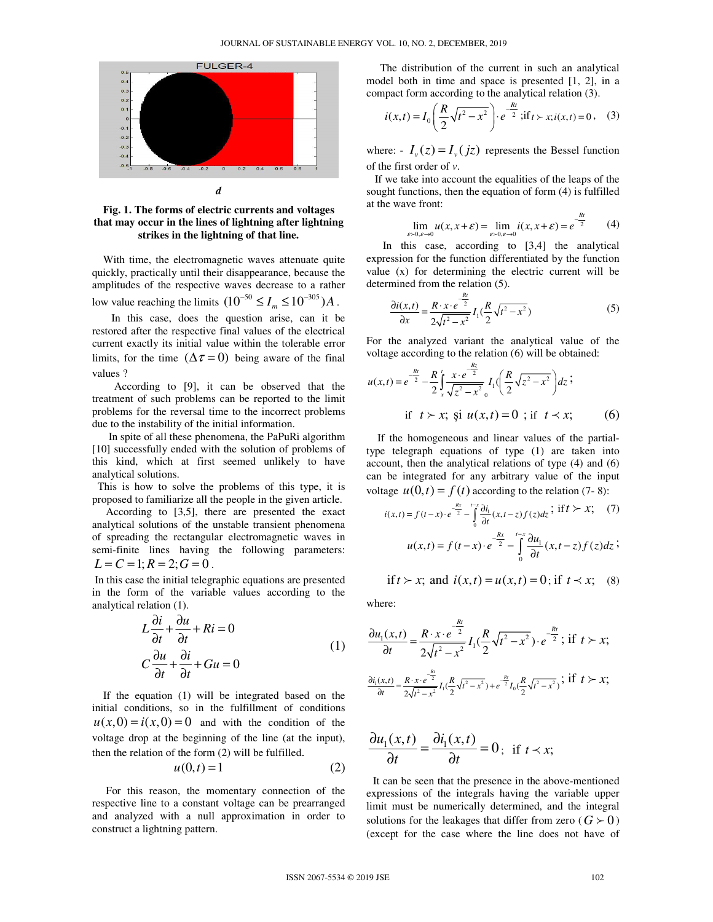*d*

**Fig. 1. The forms of electric currents and voltages that may occur in the lines of lightning after lightning strikes in the lightning of that line.**

With time, the electromagnetic waves attenuate quite quickly, practically until their disappearance, because the amplitudes of the respective waves decrease to a rather low value reaching the limits $(10^{-50} \le I_m \le 10^{-305})A$.

In this case, does the question arise, can it be restored after the respective final values of the electrical current exactly its initial value within the tolerable error limits, for the time $(\Delta\tau = 0)$ being aware of the final values ?

According to [9], it can be observed that the treatment of such problems can be reported to the limit problems for the reversal time to the incorrect problems due to the instability of the initial information.

In spite of all these phenomena, the PaPuRi algorithm [10] successfully ended with the solution of problems of this kind, which at first seemed unlikely to have analytical solutions.

This is how to solve the problems of this type, it is proposed to familiarize all the people in the given article.

According to [3,5], there are presented the exact analytical solutions of the unstable transient phenomena of spreading the rectangular electromagnetic waves in semi-finite lines having the following parameters: $L = C = 1; R = 2; G = 0$.

In this case the initial telegraphic equations are presented in the form of the variable values according to the analytical relation (1).

$$\begin{aligned} L\frac{\partial i}{\partial t} + \frac{\partial u}{\partial t} + Ri = 0 \\ C\frac{\partial u}{\partial t} + \frac{\partial i}{\partial t} + Gu = 0 \end{aligned} \tag{1}$$

If the equation (1) will be integrated based on the initial conditions, so in the fulfillment of conditions $u(x,0) = i(x,0) = 0$ and with the condition of the voltage drop at the beginning of the line (at the input), then the relation of the form (2) will be fulfilled.

$$u(0,t) = 1 \tag{2}$$

For this reason, the momentary connection of the respective line to a constant voltage can be prearranged and analyzed with a null approximation in order to construct a lightning pattern.

The distribution of the current in such an analytical model both in time and space is presented [1, 2], in a compact form according to the analytical relation (3).

$$i(x,t) = I_0\left(\frac{R}{2}\sqrt{t^2 - x^2}\right) \cdot e^{-\frac{Rt}{2}} \text{;if } t \succ x; i(x,t) = 0, \tag{3}$$

where: - $I_\nu(z) = I_\nu(jz)$ represents the Bessel function of the first order of $\nu$.

If we take into account the equalities of the leaps of the sought functions, then the equation of form (4) is fulfilled at the wave front:

$$\lim_{\varepsilon \succ 0, \varepsilon \to 0} u(x, x+\varepsilon) = \lim_{\varepsilon \succ 0, \varepsilon \to 0} i(x, x+\varepsilon) = e^{-\frac{Rt}{2}} \tag{4}$$

In this case, according to [3,4] the analytical expression for the function differentiated by the function value (x) for determining the electric current will be determined from the relation (5).

$$\frac{\partial i(t,t)}{\partial x} = \frac{R \cdot x \cdot e^{-\frac{Rt}{2}}}{2\sqrt{t^2 - x^2}} I_1\left(\frac{R}{2}\sqrt{t^2 - x^2}\right) \tag{5}$$

For the analyzed variant the analytical value of the voltage according to the relation (6) will be obtained:

$$u(x,t) = e^{-\frac{Rt}{2}} - \frac{R}{2}\int_x^t \frac{x \cdot e^{-\frac{Rz}{2}}}{\sqrt{z^2 - x^2}} I_1\left(\frac{R}{2}\sqrt{z^2 - x^2}\right) dz;$$

$$\text{if } t \succ x; \text{ și } u(x,t) = 0 \text{ ; if } t \prec x; \tag{6}$$

If the homogeneous and linear values of the partial-type telegraph equations of type (1) are taken into account, then the analytical relations of type (4) and (6) can be integrated for any arbitrary value of the input voltage $u(0,t) = f(t)$ according to the relation (7- 8):

$$i(x,t) = f(t-x) \cdot e^{-\frac{Rx}{2}} - \int_0^{t-x} \frac{\partial i_1}{\partial t}(x, t-z) f(z) dz \text{ ; if } t \succ x; \tag{7}$$

$$u(x,t) = f(t-x) \cdot e^{-\frac{Rx}{2}} - \int_0^{t-x} \frac{\partial u_1}{\partial t}(x, t-z) f(z) dz;$$

$$\text{if } t \succ x; \text{ and } i(x,t) = u(x,t) = 0; \text{ if } t \prec x; \tag{8}$$

where:

$$\frac{\partial u_1(x,t)}{\partial t} = \frac{R \cdot x \cdot e^{-\frac{Rt}{2}}}{2\sqrt{t^2 - x^2}} I_1\left(\frac{R}{2}\sqrt{t^2 - x^2}\right) \cdot e^{-\frac{Rt}{2}} \text{; if } t \succ x;$$

$$\frac{\partial i_1(x,t)}{\partial t} = \frac{R \cdot x \cdot e^{-\frac{Rt}{2}}}{2\sqrt{t^2 - x^2}} I_1\left(\frac{R}{2}\sqrt{t^2 - x^2}\right) + e^{-\frac{Rt}{2}} I_0\left(\frac{R}{2}\sqrt{t^2 - x^2}\right) \text{; if } t \succ x;$$

$$\frac{\partial u_1(x,t)}{\partial t} = \frac{\partial i_1(x,t)}{\partial t} = 0; \text{ if } t \prec x;$$

It can be seen that the presence in the above-mentioned expressions of the integrals having the variable upper limit must be numerically determined, and the integral solutions for the leakages that differ from zero ($G \succ 0$) (except for the case where the line does not have of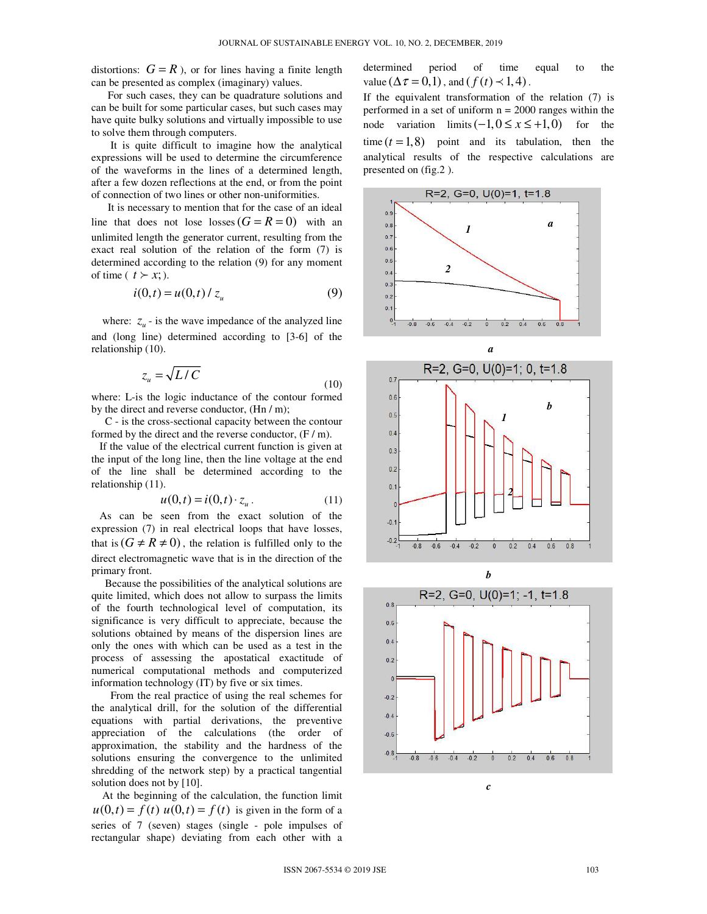distortions: $G = R$ ), or for lines having a finite length can be presented as complex (imaginary) values.

For such cases, they can be quadrature solutions and can be built for some particular cases, but such cases may have quite bulky solutions and virtually impossible to use to solve them through computers.

It is quite difficult to imagine how the analytical expressions will be used to determine the circumference of the waveforms in the lines of a determined length, after a few dozen reflections at the end, or from the point of connection of two lines or other non-uniformities.

It is necessary to mention that for the case of an ideal line that does not lose losses $(G = R = 0)$ with an unlimited length the generator current, resulting from the exact real solution of the relation of the form (7) is determined according to the relation (9) for any moment of time ( $t \succ x;$ ).

$$i(0,t) = u(0,t) / z_u \tag{9}$$

where: $z_u$ - is the wave impedance of the analyzed line and (long line) determined according to [3-6] of the relationship (10).

$$z_u = \sqrt{L / C} \tag{10}$$

where: L-is the logic inductance of the contour formed by the direct and reverse conductor, (Hn / m);

C - is the cross-sectional capacity between the contour formed by the direct and the reverse conductor, (F / m).

If the value of the electrical current function is given at the input of the long line, then the line voltage at the end of the line shall be determined according to the relationship (11).

$$u(0,t) = i(0,t) \cdot z_u . \tag{11}$$

As can be seen from the exact solution of the expression (7) in real electrical loops that have losses, that is $(G \neq R \neq 0)$, the relation is fulfilled only to the direct electromagnetic wave that is in the direction of the primary front.

Because the possibilities of the analytical solutions are quite limited, which does not allow to surpass the limits of the fourth technological level of computation, its significance is very difficult to appreciate, because the solutions obtained by means of the dispersion lines are only the ones with which can be used as a test in the process of assessing the apostatical exactitude of numerical computational methods and computerized information technology (IT) by five or six times.

From the real practice of using the real schemes for the analytical drill, for the solution of the differential equations with partial derivations, the preventive appreciation of the calculations (the order of approximation, the stability and the hardness of the solutions ensuring the convergence to the unlimited shredding of the network step) by a practical tangential solution does not by [10].

At the beginning of the calculation, the function limit $u(0,t) = f(t)$ $u(0,t) = f(t)$ is given in the form of a series of 7 (seven) stages (single - pole impulses of rectangular shape) deviating from each other with a determined period of time equal to the value $(\Delta\tau = 0,1)$, and $(f(t) \prec 1,4)$.

If the equivalent transformation of the relation (7) is performed in a set of uniform n = 2000 ranges within the node variation limits $(-1,0 \le x \le +1,0)$ for the time $(t = 1,8)$ point and its tabulation, then the analytical results of the respective calculations are presented on (fig.2 ).

a

b

c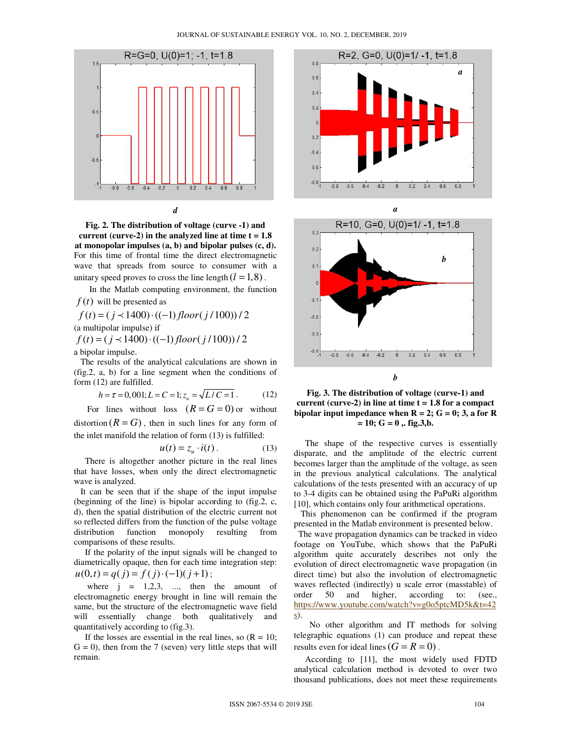*d*

**Fig. 2. The distribution of voltage (curve -1) and current (curve-2) in the analyzed line at time t = 1.8 at monopolar impulses (a, b) and bipolar pulses (c, d).**

For this time of frontal time the direct electromagnetic wave that spreads from source to consumer with a unitary speed proves to cross the line length $(l = 1{,}8)$.

In the Matlab computing environment, the function $f(t)$ will be presented as

$f(t) = (j \prec 1400) \cdot ((-1) floor(j/100))/2$

(a multipolar impulse) if

$f(t) = (j \prec 1400) \cdot ((-1) floor(j/100))/2$

a bipolar impulse.

The results of the analytical calculations are shown in (fig.2, a, b) for a line segment when the conditions of form (12) are fulfilled.

$$h = \tau = 0{,}001; L = C = 1; z_u = \sqrt{L/C} = 1. \qquad (12)$$

For lines without loss $(R = G = 0)$ or without distortion $(R = G)$, then in such lines for any form of the inlet manifold the relation of form (13) is fulfilled:

$$u(t) = z_u \cdot i(t). \qquad (13)$$

There is altogether another picture in the real lines that have losses, when only the direct electromagnetic wave is analyzed.

It can be seen that if the shape of the input impulse (beginning of the line) is bipolar according to (fig.2, c, d), then the spatial distribution of the electric current not so reflected differs from the function of the pulse voltage distribution function monopoly resulting from comparisons of these results.

If the polarity of the input signals will be changed to diametrically opaque, then for each time integration step: $u(0,t) = q(j) = f(j) \cdot (-1)(j+1)$;

where j = 1,2,3, ..., then the amount of electromagnetic energy brought in line will remain the same, but the structure of the electromagnetic wave field will essentially change both qualitatively and quantitatively according to (fig.3).

If the losses are essential in the real lines, so (R = 10; G = 0), then from the 7 (seven) very little steps that will remain.

*a*

*b*

**Fig. 3. The distribution of voltage (curve-1) and current (curve-2) in line at time t = 1.8 for a compact bipolar input impedance when R = 2; G = 0; 3, a for R = 10; G = 0 ,. fig.3,b.**

The shape of the respective curves is essentially disparate, and the amplitude of the electric current becomes larger than the amplitude of the voltage, as seen in the previous analytical calculations. The analytical calculations of the tests presented with an accuracy of up to 3-4 digits can be obtained using the PaPuRi algorithm [10], which contains only four arithmetical operations.

This phenomenon can be confirmed if the program presented in the Matlab environment is presented below.

The wave propagation dynamics can be tracked in video footage on YouTube, which shows that the PaPuRi algorithm quite accurately describes not only the evolution of direct electromagnetic wave propagation (in direct time) but also the involution of electromagnetic waves reflected (indirectly) u scale error (masstable) of order 50 and higher, according to: (see., https://www.youtube.com/watch?v=g0o5ptcMD5k&t=42s).

No other algorithm and IT methods for solving telegraphic equations (1) can produce and repeat these results even for ideal lines $(G = R = 0)$.

According to [11], the most widely used FDTD analytical calculation method is devoted to over two thousand publications, does not meet these requirements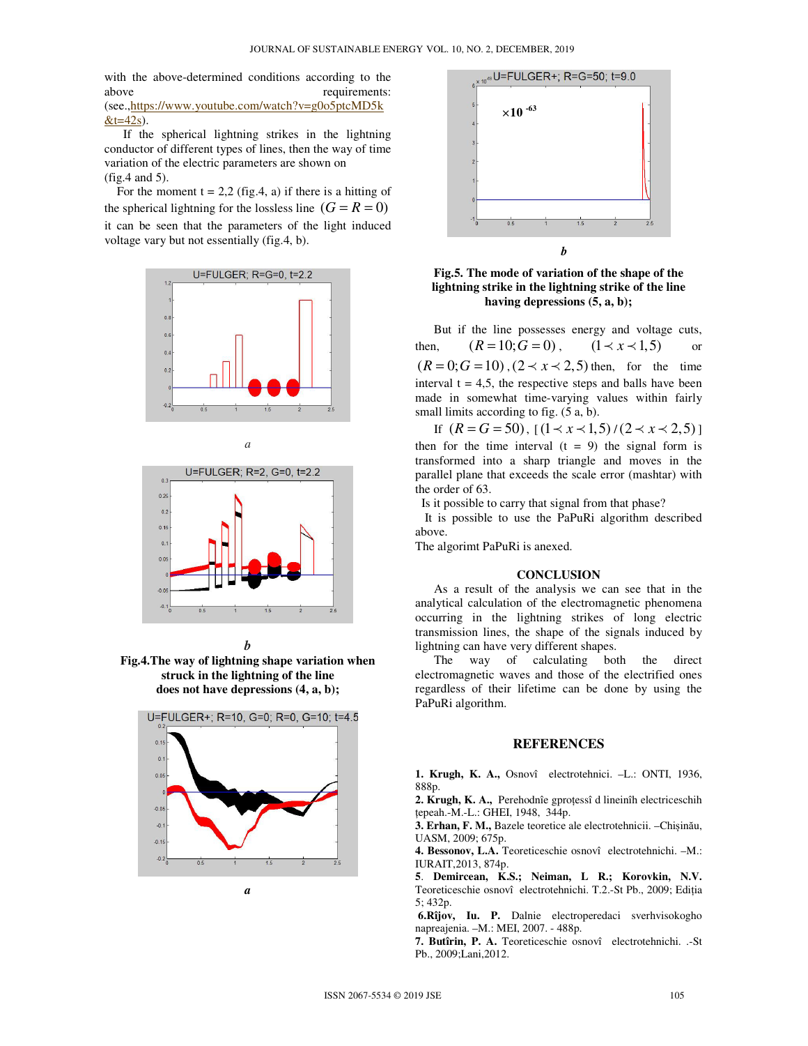with the above-determined conditions according to the above requirements: (see.,https://www.youtube.com/watch?v=g0o5ptcMD5k&t=42s).

If the spherical lightning strikes in the lightning conductor of different types of lines, then the way of time variation of the electric parameters are shown on (fig.4 and 5).

For the moment t = 2,2 (fig.4, a) if there is a hitting of the spherical lightning for the lossless line $(G = R = 0)$ it can be seen that the parameters of the light induced voltage vary but not essentially (fig.4, b).

*a*

*b*

**Fig.4.The way of lightning shape variation when struck in the lightning of the line does not have depressions (4, a, b);**

*a*

*b*

**Fig.5. The mode of variation of the shape of the lightning strike in the lightning strike of the line having depressions (5, a, b);**

But if the line possesses energy and voltage cuts, then, $(R = 10; G = 0)$, $(1 \prec x \prec 1,5)$ or $(R = 0; G = 10)$, $(2 \prec x \prec 2,5)$ then, for the time interval t = 4,5, the respective steps and balls have been made in somewhat time-varying values within fairly small limits according to fig. (5 a, b).

If $(R = G = 50)$, $[(1 \prec x \prec 1,5) / (2 \prec x \prec 2,5)]$ then for the time interval (t = 9) the signal form is transformed into a sharp triangle and moves in the parallel plane that exceeds the scale error (mashtar) with the order of 63.

Is it possible to carry that signal from that phase?

It is possible to use the PaPuRi algorithm described above.

The algorimt PaPuRi is anexed.

## CONCLUSION

As a result of the analysis we can see that in the analytical calculation of the electromagnetic phenomena occurring in the lightning strikes of long electric transmission lines, the shape of the signals induced by lightning can have very different shapes.

The way of calculating both the direct electromagnetic waves and those of the electrified ones regardless of their lifetime can be done by using the PaPuRi algorithm.

## REFERENCES

1. **Krugh, K. A.,** Osnovî electrotehnici. –L.: ONTI, 1936, 888p.
2. **Krugh, K. A.,** Perehodnîe gproțessî d lineinîh electriceschih țepeah.-M.-L.: GHEI, 1948, 344p.
3. **Erhan, F. M.,** Bazele teoretice ale electrotehnicii. –Chișinău, UASM, 2009; 675p.
4. **Bessonov, L.A.** Teoreticeschie osnovî electrotehnichi. –M.: IURAIT,2013, 874p.
5. **Demircean, K.S.; Neiman, L R.; Korovkin, N.V.** Teoreticeschie osnovî electrotehnichi. T.2.-St Pb., 2009; Ediția 5; 432p.
6. **Rîjov, Iu. P.** Dalnie electroperedaci sverhvisokogho napreajenia. –M.: MEI, 2007. - 488p.
7. **Butîrin, P. A.** Teoreticeschie osnovî electrotehnichi. .-St Pb., 2009;Lani,2012.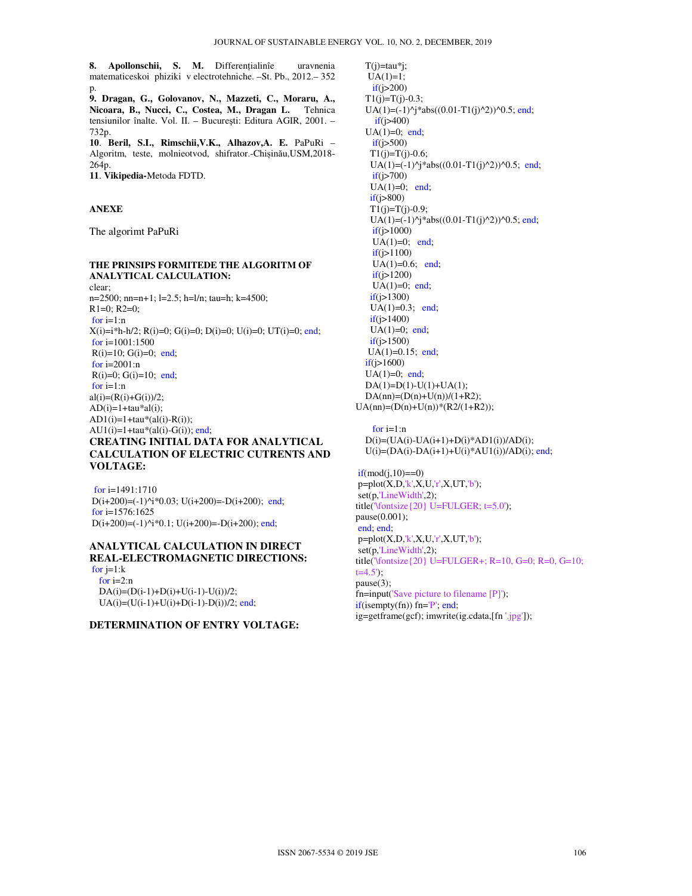**8. Apollonschii, S. M.** Differențialinîe uravnenia matematiceskoi phiziki v electrotehniche. –St. Pb., 2012.– 352 p.

**9. Dragan, G., Golovanov, N., Mazzeti, C., Moraru, A., Nicoara, B., Nucci, C., Costea, M., Dragan L.** Tehnica tensiunilor înalte. Vol. II. – Bucureşti: Editura AGIR, 2001. – 732p.

**10**. **Beril, S.I., Rimschii,V.K., Alhazov,A. E.** PaPuRi – Algoritm, teste, molnieotvod, shifrator.-Chișinău,USM,2018-264p.

**11**. **Vikipedia-**Metoda FDTD.

## ANEXE

The algorimt PaPuRi

### THE PRINSIPS FORMITEDE THE ALGORITM OF ANALYTICAL CALCULATION:

```
clear;
n=2500; nn=n+1; l=2.5; h=l/n; tau=h; k=4500;
R1=0; R2=0;
 for i=1:n
X(i)=i*h-h/2; R(i)=0; G(i)=0; D(i)=0; U(i)=0; UT(i)=0; end;
 for i=1001:1500
 R(i)=10; G(i)=0;  end;
 for i=2001:n
 R(i)=0; G(i)=10;  end;
 for i=1:n
al(i)=(R(i)+G(i))/2;
AD(i)=1+tau*al(i);
AD1(i)=1+tau*(al(i)-R(i));
AU1(i)=1+tau*(al(i)-G(i)); end;
```

### CREATING INITIAL DATA FOR ANALYTICAL CALCULATION OF ELECTRIC CUTRENTS AND VOLTAGE:

```
 for i=1491:1710
 D(i+200)=(-1)^i*0.03; U(i+200)=-D(i+200);  end;
 for i=1576:1625
 D(i+200)=(-1)^i*0.1; U(i+200)=-D(i+200); end;
```

### ANALYTICAL CALCULATION IN DIRECT REAL-ELECTROMAGNETIC DIRECTIONS:

```
 for j=1:k
    for i=2:n
    DA(i)=(D(i-1)+D(i)+U(i-1)-U(i))/2;
    UA(i)=(U(i-1)+U(i)+D(i-1)-D(i))/2; end;
```

### DETERMINATION OF ENTRY VOLTAGE:

```
   T(j)=tau*j;
    UA(1)=1;
     if(j>200)
   T1(j)=T(j)-0.3;
   UA(1)=(-1)^j*abs((0.01-T1(j)^2))^0.5; end;
      if(j>400)
   UA(1)=0;  end;
     if(j>500)
    T1(j)=T(j)-0.6;
    UA(1)=(-1)^j*abs((0.01-T1(j)^2))^0.5;  end;
     if(j>700)
    UA(1)=0;   end;
    if(j>800)
    T1(j)=T(j)-0.9;
    UA(1)=(-1)^j*abs((0.01-T1(j)^2))^0.5; end;
     if(j>1000)
     UA(1)=0;   end;
     if(j>1100)
     UA(1)=0.6;   end;
     if(j>1200)
     UA(1)=0;  end;
    if(j>1300)
    UA(1)=0.3;   end;
    if(j>1400)
    UA(1)=0;  end;
    if(j>1500)
   UA(1)=0.15;  end;
   if(j>1600)
   UA(1)=0;  end;
   DA(1)=D(1)-U(1)+UA(1);
   DA(nn)=(D(n)+U(n))/(1+R2);
UA(nn)=(D(n)+U(n))*(R2/(1+R2));

     for i=1:n
   D(i)=(UA(i)-UA(i+1)+D(i)*AD1(i))/AD(i);
   U(i)=(DA(i)-DA(i+1)+U(i)*AU1(i))/AD(i); end;

 if(mod(j,10)==0)
 p=plot(X,D,'k',X,U,'r',X,UT,'b');
 set(p,'LineWidth',2);
title('\fontsize{20} U=FULGER; t=5.0');
pause(0.001);
 end; end;
 p=plot(X,D,'k',X,U,'r',X,UT,'b');
 set(p,'LineWidth',2);
title('\fontsize{20} U=FULGER+; R=10, G=0; R=0, G=10;
t=4.5');
pause(3);
fn=input('Save picture to filename [P]');
if(isempty(fn)) fn='P'; end;
ig=getframe(gcf); imwrite(ig.cdata,[fn '.jpg']);
```